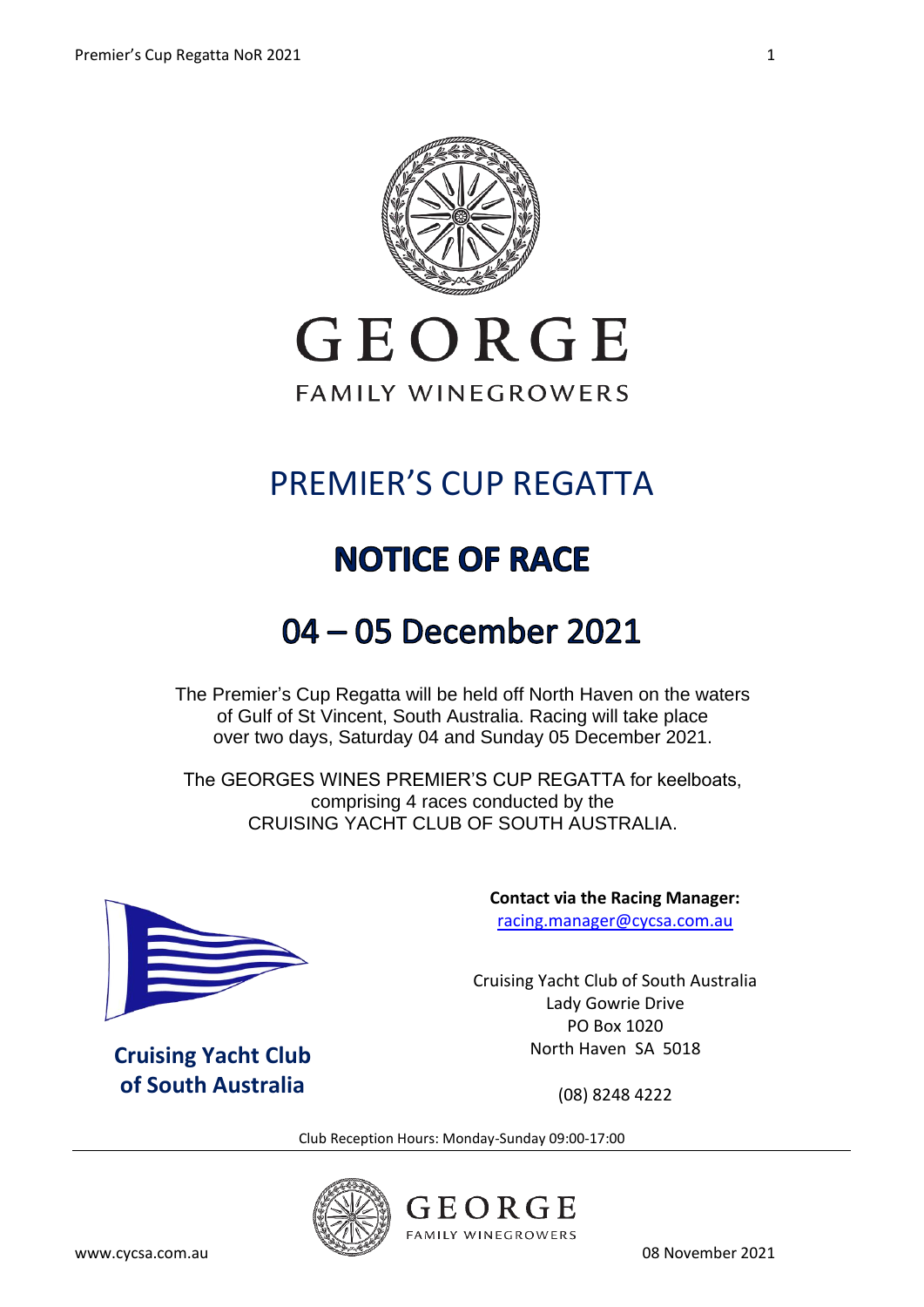GEORGE

FAMILY WINEGROWERS

# PREMIER'S CUP REGATTA

# NOTICE OF RACE

# 04 – 05 December 2021

The Premier's Cup Regatta will be held off North Haven on the waters of Gulf of St Vincent, South Australia. Racing will take place over two days, Saturday 04 and Sunday 05 December 2021.

The GEORGES WINES PREMIER'S CUP REGATTA for keelboats, comprising 4 races conducted by the CRUISING YACHT CLUB OF SOUTH AUSTRALIA.

**Cruising Yacht Club of South Australia**

**Contact via the Racing Manager:**
racing.manager@cycsa.com.au

Cruising Yacht Club of South Australia
Lady Gowrie Drive
PO Box 1020
North Haven SA 5018

(08) 8248 4222

Club Reception Hours: Monday-Sunday 09:00-17:00

GEORGE FAMILY WINEGROWERS

www.cycsa.com.au

08 November 2021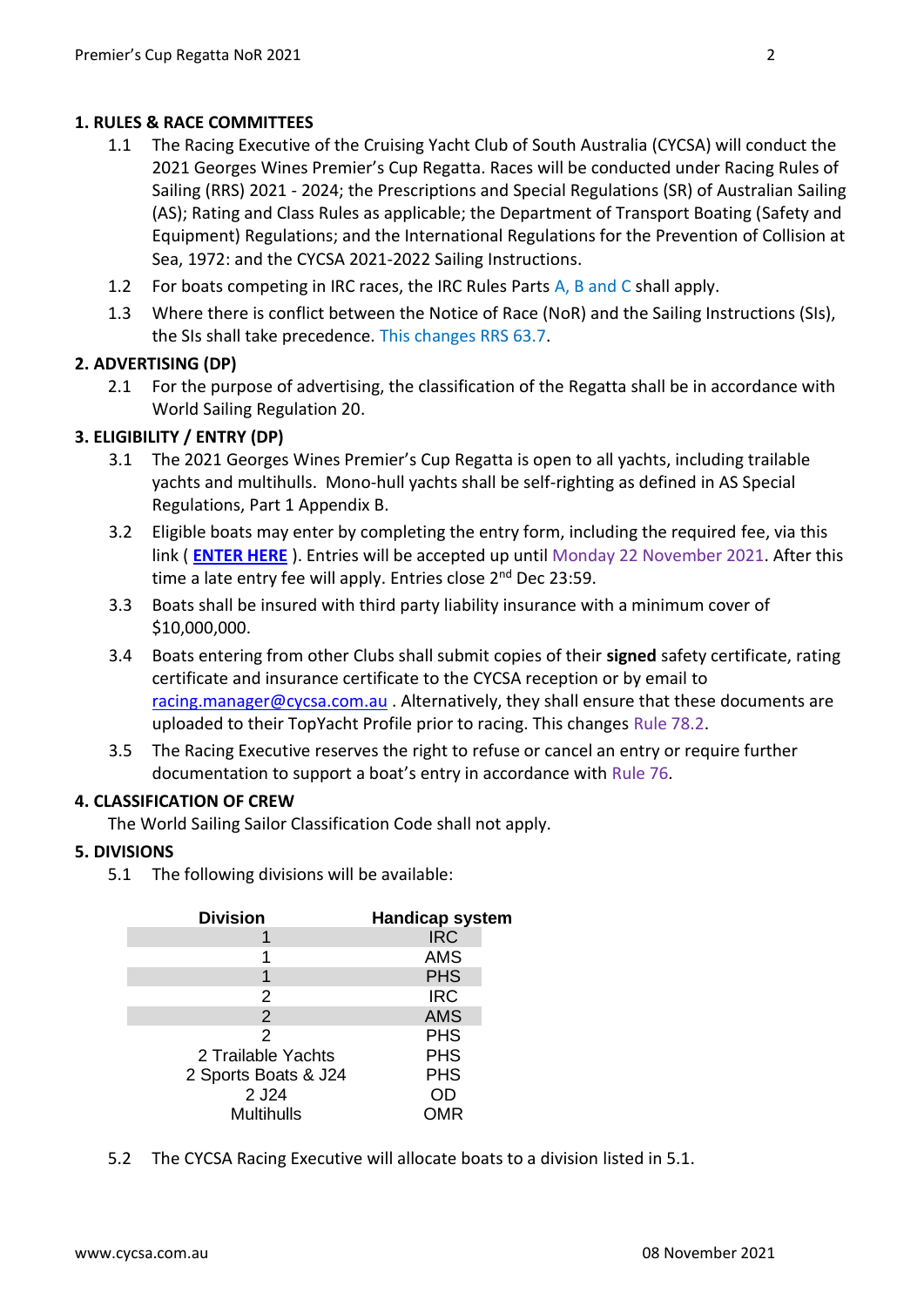## 1. RULES & RACE COMMITTEES

1.1 The Racing Executive of the Cruising Yacht Club of South Australia (CYCSA) will conduct the 2021 Georges Wines Premier's Cup Regatta. Races will be conducted under Racing Rules of Sailing (RRS) 2021 - 2024; the Prescriptions and Special Regulations (SR) of Australian Sailing (AS); Rating and Class Rules as applicable; the Department of Transport Boating (Safety and Equipment) Regulations; and the International Regulations for the Prevention of Collision at Sea, 1972: and the CYCSA 2021-2022 Sailing Instructions.

1.2 For boats competing in IRC races, the IRC Rules Parts A, B and C shall apply.

1.3 Where there is conflict between the Notice of Race (NoR) and the Sailing Instructions (SIs), the SIs shall take precedence. This changes RRS 63.7.

## 2. ADVERTISING (DP)

2.1 For the purpose of advertising, the classification of the Regatta shall be in accordance with World Sailing Regulation 20.

## 3. ELIGIBILITY / ENTRY (DP)

3.1 The 2021 Georges Wines Premier's Cup Regatta is open to all yachts, including trailable yachts and multihulls. Mono-hull yachts shall be self-righting as defined in AS Special Regulations, Part 1 Appendix B.

3.2 Eligible boats may enter by completing the entry form, including the required fee, via this link ( **ENTER HERE** ). Entries will be accepted up until Monday 22 November 2021. After this time a late entry fee will apply. Entries close 2nd Dec 23:59.

3.3 Boats shall be insured with third party liability insurance with a minimum cover of $10,000,000.

3.4 Boats entering from other Clubs shall submit copies of their **signed** safety certificate, rating certificate and insurance certificate to the CYCSA reception or by email to racing.manager@cycsa.com.au . Alternatively, they shall ensure that these documents are uploaded to their TopYacht Profile prior to racing. This changes Rule 78.2.

3.5 The Racing Executive reserves the right to refuse or cancel an entry or require further documentation to support a boat's entry in accordance with Rule 76.

## 4. CLASSIFICATION OF CREW

The World Sailing Sailor Classification Code shall not apply.

## 5. DIVISIONS

5.1 The following divisions will be available:

| Division | Handicap system |
|---|---|
| 1 | IRC |
| 1 | AMS |
| 1 | PHS |
| 2 | IRC |
| 2 | AMS |
| 2 | PHS |
| 2 Trailable Yachts | PHS |
| 2 Sports Boats & J24 | PHS |
| 2 J24 | OD |
| Multihulls | OMR |

5.2 The CYCSA Racing Executive will allocate boats to a division listed in 5.1.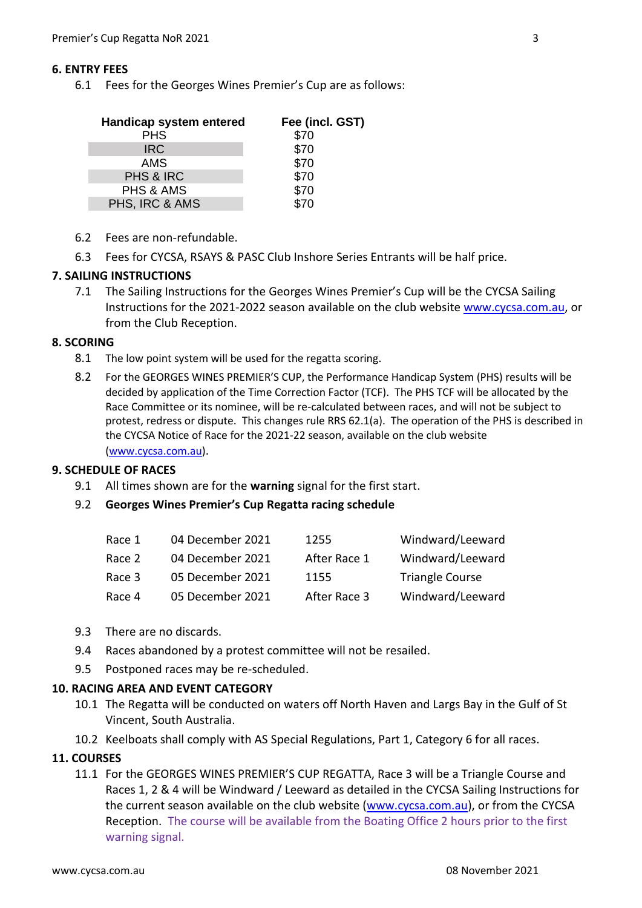## 6. ENTRY FEES

6.1 Fees for the Georges Wines Premier's Cup are as follows:

| Handicap system entered | Fee (incl. GST) |
|---|---|
| PHS | $70 |
| IRC | $70 |
| AMS | $70 |
| PHS & IRC | $70 |
| PHS & AMS | $70 |
| PHS, IRC & AMS | $70 |

6.2 Fees are non-refundable.

6.3 Fees for CYCSA, RSAYS & PASC Club Inshore Series Entrants will be half price.

## 7. SAILING INSTRUCTIONS

7.1 The Sailing Instructions for the Georges Wines Premier's Cup will be the CYCSA Sailing Instructions for the 2021-2022 season available on the club website www.cycsa.com.au, or from the Club Reception.

## 8. SCORING

8.1 The low point system will be used for the regatta scoring.

8.2 For the GEORGES WINES PREMIER'S CUP, the Performance Handicap System (PHS) results will be decided by application of the Time Correction Factor (TCF). The PHS TCF will be allocated by the Race Committee or its nominee, will be re-calculated between races, and will not be subject to protest, redress or dispute. This changes rule RRS 62.1(a). The operation of the PHS is described in the CYCSA Notice of Race for the 2021-22 season, available on the club website (www.cycsa.com.au).

## 9. SCHEDULE OF RACES

9.1 All times shown are for the **warning** signal for the first start.

9.2 **Georges Wines Premier's Cup Regatta racing schedule**

| | | | |
|---|---|---|---|
| Race 1 | 04 December 2021 | 1255 | Windward/Leeward |
| Race 2 | 04 December 2021 | After Race 1 | Windward/Leeward |
| Race 3 | 05 December 2021 | 1155 | Triangle Course |
| Race 4 | 05 December 2021 | After Race 3 | Windward/Leeward |

9.3 There are no discards.

9.4 Races abandoned by a protest committee will not be resailed.

9.5 Postponed races may be re-scheduled.

## 10. RACING AREA AND EVENT CATEGORY

10.1 The Regatta will be conducted on waters off North Haven and Largs Bay in the Gulf of St Vincent, South Australia.

10.2 Keelboats shall comply with AS Special Regulations, Part 1, Category 6 for all races.

## 11. COURSES

11.1 For the GEORGES WINES PREMIER'S CUP REGATTA, Race 3 will be a Triangle Course and Races 1, 2 & 4 will be Windward / Leeward as detailed in the CYCSA Sailing Instructions for the current season available on the club website (www.cycsa.com.au), or from the CYCSA Reception. The course will be available from the Boating Office 2 hours prior to the first warning signal.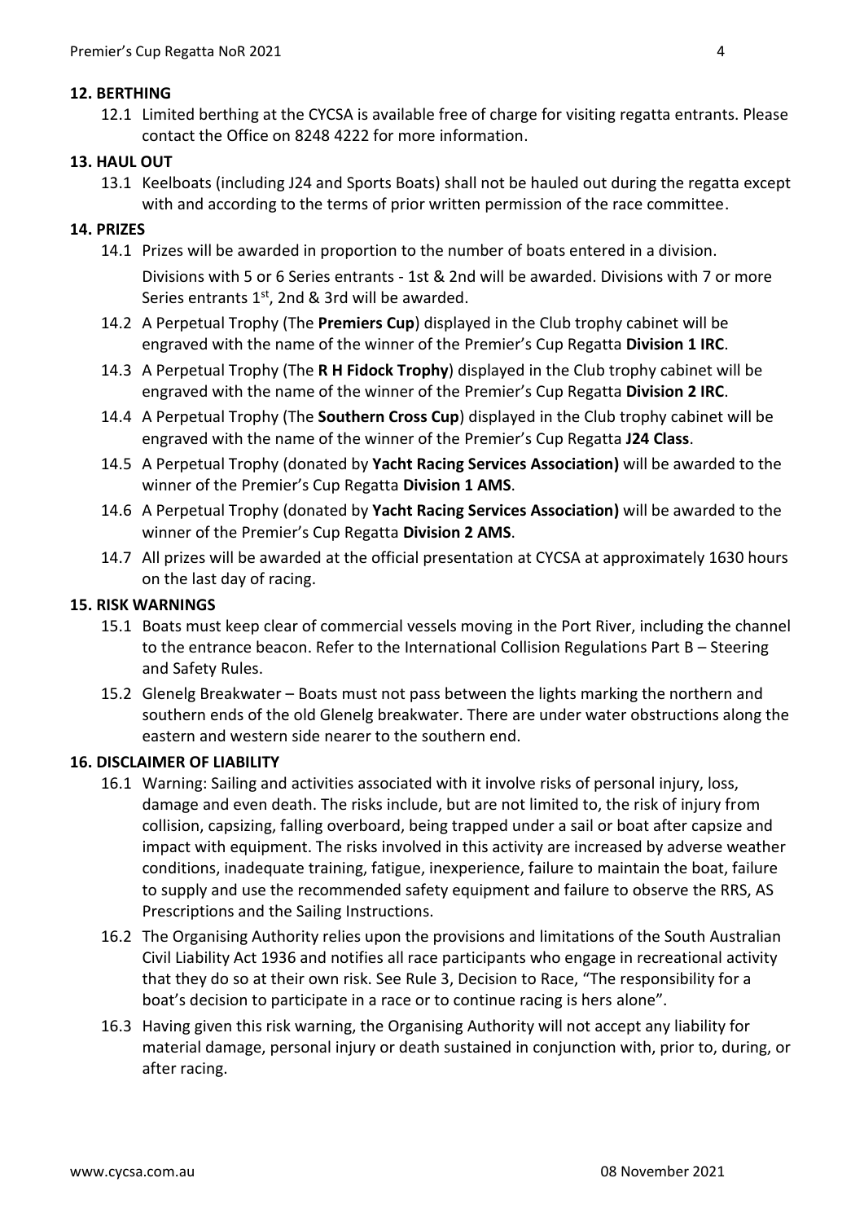## 12. BERTHING

12.1 Limited berthing at the CYCSA is available free of charge for visiting regatta entrants. Please contact the Office on 8248 4222 for more information.

## 13. HAUL OUT

13.1 Keelboats (including J24 and Sports Boats) shall not be hauled out during the regatta except with and according to the terms of prior written permission of the race committee.

## 14. PRIZES

14.1 Prizes will be awarded in proportion to the number of boats entered in a division.

Divisions with 5 or 6 Series entrants - 1st & 2nd will be awarded. Divisions with 7 or more Series entrants 1st, 2nd & 3rd will be awarded.

14.2 A Perpetual Trophy (The **Premiers Cup**) displayed in the Club trophy cabinet will be engraved with the name of the winner of the Premier's Cup Regatta **Division 1 IRC**.

14.3 A Perpetual Trophy (The **R H Fidock Trophy**) displayed in the Club trophy cabinet will be engraved with the name of the winner of the Premier's Cup Regatta **Division 2 IRC**.

14.4 A Perpetual Trophy (The **Southern Cross Cup**) displayed in the Club trophy cabinet will be engraved with the name of the winner of the Premier's Cup Regatta **J24 Class**.

14.5 A Perpetual Trophy (donated by **Yacht Racing Services Association)** will be awarded to the winner of the Premier's Cup Regatta **Division 1 AMS**.

14.6 A Perpetual Trophy (donated by **Yacht Racing Services Association)** will be awarded to the winner of the Premier's Cup Regatta **Division 2 AMS**.

14.7 All prizes will be awarded at the official presentation at CYCSA at approximately 1630 hours on the last day of racing.

## 15. RISK WARNINGS

15.1 Boats must keep clear of commercial vessels moving in the Port River, including the channel to the entrance beacon. Refer to the International Collision Regulations Part B – Steering and Safety Rules.

15.2 Glenelg Breakwater – Boats must not pass between the lights marking the northern and southern ends of the old Glenelg breakwater. There are under water obstructions along the eastern and western side nearer to the southern end.

## 16. DISCLAIMER OF LIABILITY

16.1 Warning: Sailing and activities associated with it involve risks of personal injury, loss, damage and even death. The risks include, but are not limited to, the risk of injury from collision, capsizing, falling overboard, being trapped under a sail or boat after capsize and impact with equipment. The risks involved in this activity are increased by adverse weather conditions, inadequate training, fatigue, inexperience, failure to maintain the boat, failure to supply and use the recommended safety equipment and failure to observe the RRS, AS Prescriptions and the Sailing Instructions.

16.2 The Organising Authority relies upon the provisions and limitations of the South Australian Civil Liability Act 1936 and notifies all race participants who engage in recreational activity that they do so at their own risk. See Rule 3, Decision to Race, "The responsibility for a boat's decision to participate in a race or to continue racing is hers alone".

16.3 Having given this risk warning, the Organising Authority will not accept any liability for material damage, personal injury or death sustained in conjunction with, prior to, during, or after racing.